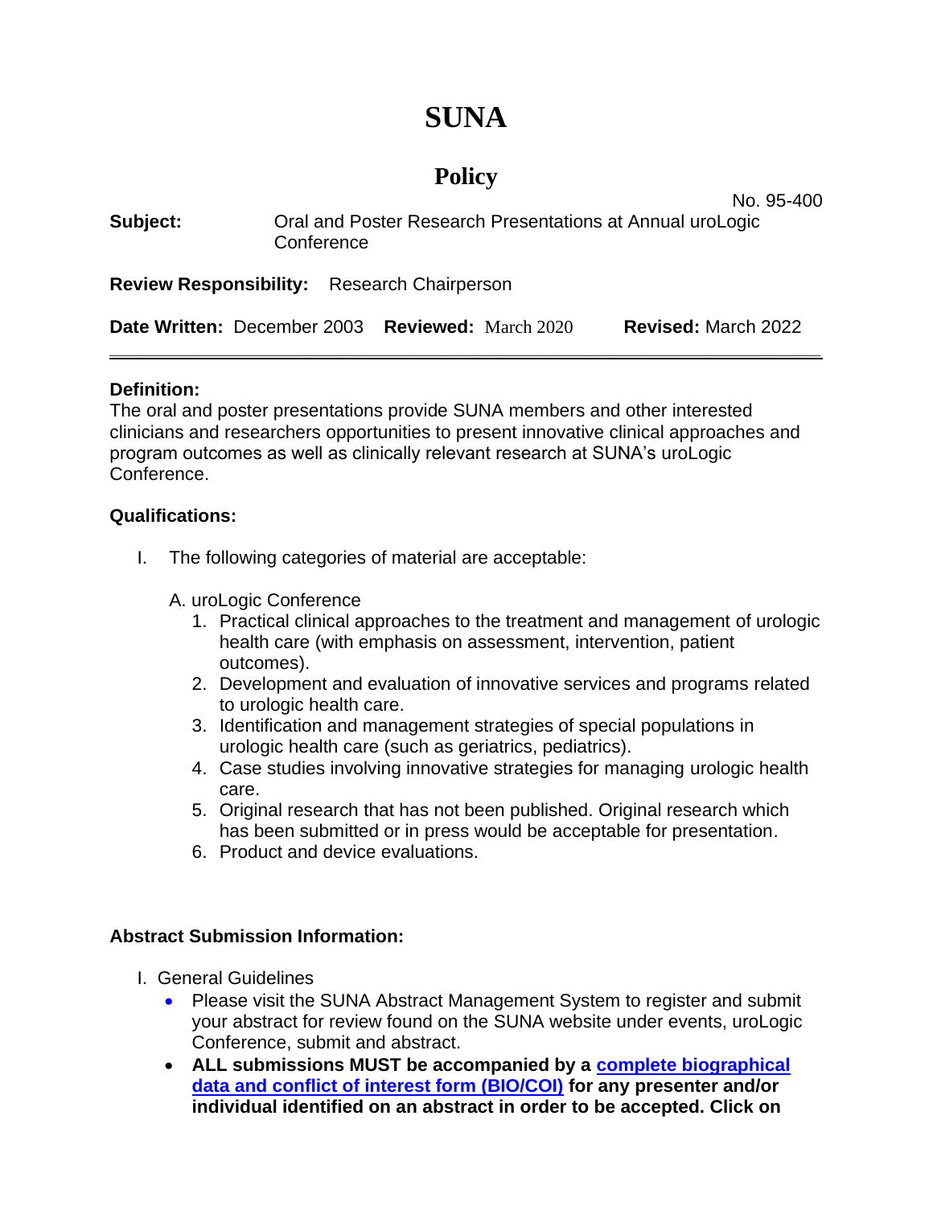# SUNA

## Policy

No. 95-400

**Subject:** Oral and Poster Research Presentations at Annual uroLogic Conference

**Review Responsibility:** Research Chairperson

**Date Written:** December 2003 **Reviewed:** March 2020 **Revised:** March 2022

---

**Definition:**
The oral and poster presentations provide SUNA members and other interested clinicians and researchers opportunities to present innovative clinical approaches and program outcomes as well as clinically relevant research at SUNA's uroLogic Conference.

**Qualifications:**

I. The following categories of material are acceptable:

A. uroLogic Conference

1. Practical clinical approaches to the treatment and management of urologic health care (with emphasis on assessment, intervention, patient outcomes).
2. Development and evaluation of innovative services and programs related to urologic health care.
3. Identification and management strategies of special populations in urologic health care (such as geriatrics, pediatrics).
4. Case studies involving innovative strategies for managing urologic health care.
5. Original research that has not been published. Original research which has been submitted or in press would be acceptable for presentation.
6. Product and device evaluations.

**Abstract Submission Information:**

I. General Guidelines

- Please visit the SUNA Abstract Management System to register and submit your abstract for review found on the SUNA website under events, uroLogic Conference, submit and abstract.
- **ALL submissions MUST be accompanied by a complete biographical data and conflict of interest form (BIO/COI) for any presenter and/or individual identified on an abstract in order to be accepted. Click on**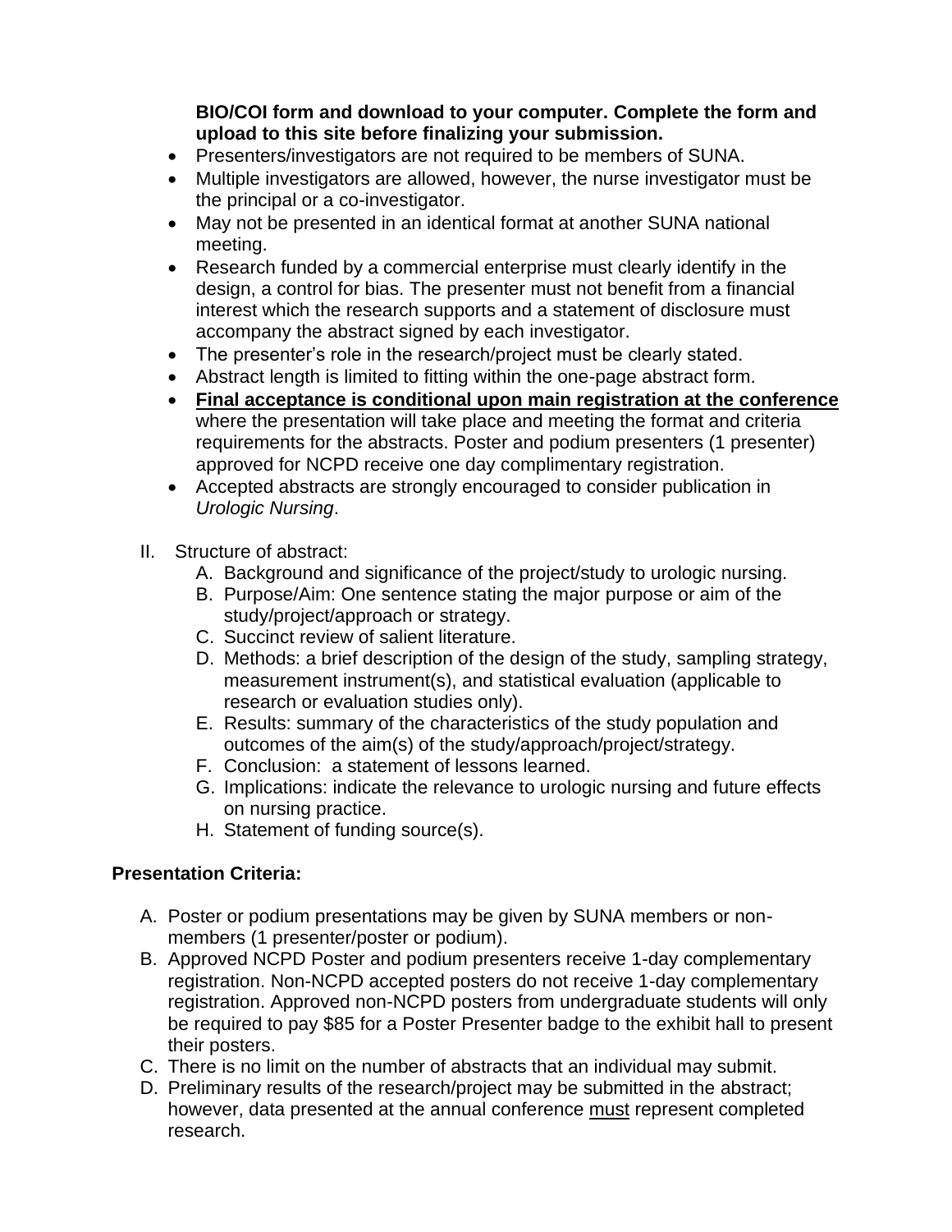**BIO/COI form and download to your computer. Complete the form and upload to this site before finalizing your submission.**

- Presenters/investigators are not required to be members of SUNA.
- Multiple investigators are allowed, however, the nurse investigator must be the principal or a co-investigator.
- May not be presented in an identical format at another SUNA national meeting.
- Research funded by a commercial enterprise must clearly identify in the design, a control for bias. The presenter must not benefit from a financial interest which the research supports and a statement of disclosure must accompany the abstract signed by each investigator.
- The presenter's role in the research/project must be clearly stated.
- Abstract length is limited to fitting within the one-page abstract form.
- **Final acceptance is conditional upon main registration at the conference** where the presentation will take place and meeting the format and criteria requirements for the abstracts. Poster and podium presenters (1 presenter) approved for NCPD receive one day complimentary registration.
- Accepted abstracts are strongly encouraged to consider publication in *Urologic Nursing*.

II. Structure of abstract:

A. Background and significance of the project/study to urologic nursing.
B. Purpose/Aim: One sentence stating the major purpose or aim of the study/project/approach or strategy.
C. Succinct review of salient literature.
D. Methods: a brief description of the design of the study, sampling strategy, measurement instrument(s), and statistical evaluation (applicable to research or evaluation studies only).
E. Results: summary of the characteristics of the study population and outcomes of the aim(s) of the study/approach/project/strategy.
F. Conclusion: a statement of lessons learned.
G. Implications: indicate the relevance to urologic nursing and future effects on nursing practice.
H. Statement of funding source(s).

**Presentation Criteria:**

A. Poster or podium presentations may be given by SUNA members or non-members (1 presenter/poster or podium).
B. Approved NCPD Poster and podium presenters receive 1-day complementary registration. Non-NCPD accepted posters do not receive 1-day complementary registration. Approved non-NCPD posters from undergraduate students will only be required to pay $85 for a Poster Presenter badge to the exhibit hall to present their posters.
C. There is no limit on the number of abstracts that an individual may submit.
D. Preliminary results of the research/project may be submitted in the abstract; however, data presented at the annual conference must represent completed research.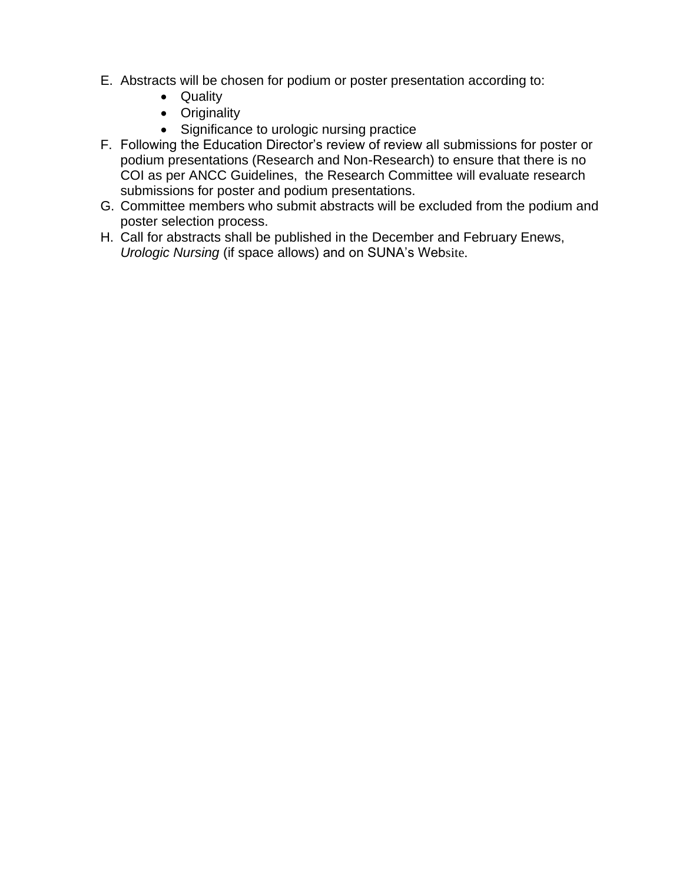E. Abstracts will be chosen for podium or poster presentation according to:
   - Quality
   - Originality
   - Significance to urologic nursing practice
F. Following the Education Director's review of review all submissions for poster or podium presentations (Research and Non-Research) to ensure that there is no COI as per ANCC Guidelines, the Research Committee will evaluate research submissions for poster and podium presentations.
G. Committee members who submit abstracts will be excluded from the podium and poster selection process.
H. Call for abstracts shall be published in the December and February Enews, *Urologic Nursing* (if space allows) and on SUNA's Website.